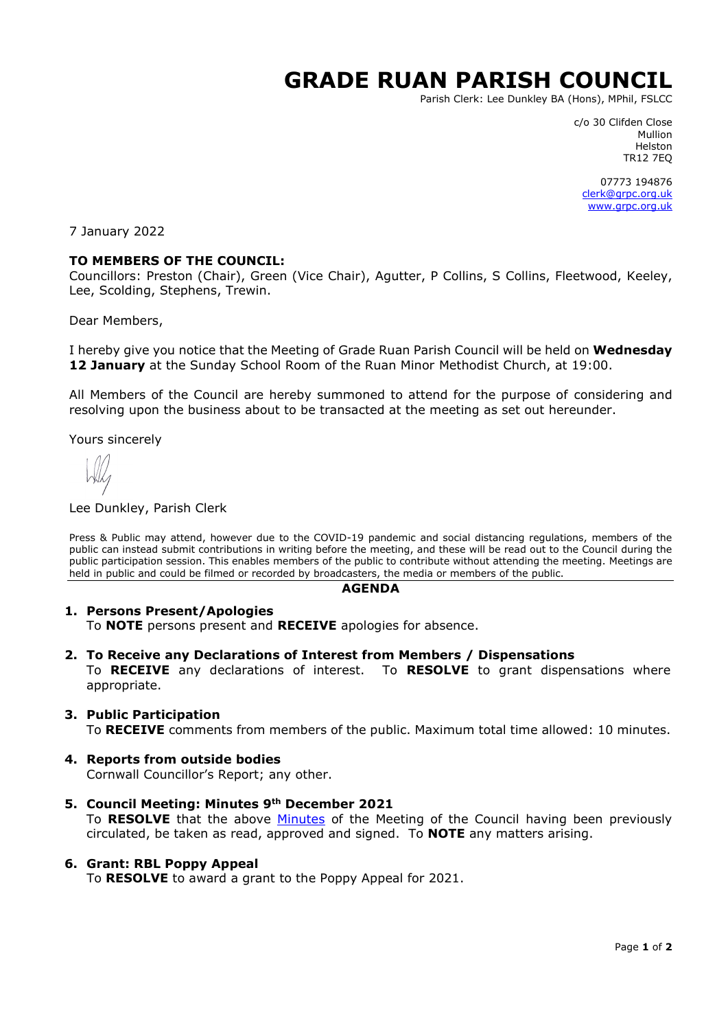# GRADE RUAN PARISH COUNCIL

Parish Clerk: Lee Dunkley BA (Hons), MPhil, FSLCC

c/o 30 Clifden Close
Mullion
Helston
TR12 7EQ

07773 194876
clerk@grpc.org.uk
www.grpc.org.uk

7 January 2022

**TO MEMBERS OF THE COUNCIL:**
Councillors: Preston (Chair), Green (Vice Chair), Agutter, P Collins, S Collins, Fleetwood, Keeley, Lee, Scolding, Stephens, Trewin.

Dear Members,

I hereby give you notice that the Meeting of Grade Ruan Parish Council will be held on **Wednesday 12 January** at the Sunday School Room of the Ruan Minor Methodist Church, at 19:00.

All Members of the Council are hereby summoned to attend for the purpose of considering and resolving upon the business about to be transacted at the meeting as set out hereunder.

Yours sincerely

Lee Dunkley, Parish Clerk

Press & Public may attend, however due to the COVID-19 pandemic and social distancing regulations, members of the public can instead submit contributions in writing before the meeting, and these will be read out to the Council during the public participation session. This enables members of the public to contribute without attending the meeting. Meetings are held in public and could be filmed or recorded by broadcasters, the media or members of the public.

## AGENDA

1. **Persons Present/Apologies**
   To **NOTE** persons present and **RECEIVE** apologies for absence.

2. **To Receive any Declarations of Interest from Members / Dispensations**
   To **RECEIVE** any declarations of interest. To **RESOLVE** to grant dispensations where appropriate.

3. **Public Participation**
   To **RECEIVE** comments from members of the public. Maximum total time allowed: 10 minutes.

4. **Reports from outside bodies**
   Cornwall Councillor's Report; any other.

5. **Council Meeting: Minutes 9th December 2021**
   To **RESOLVE** that the above Minutes of the Meeting of the Council having been previously circulated, be taken as read, approved and signed. To **NOTE** any matters arising.

6. **Grant: RBL Poppy Appeal**
   To **RESOLVE** to award a grant to the Poppy Appeal for 2021.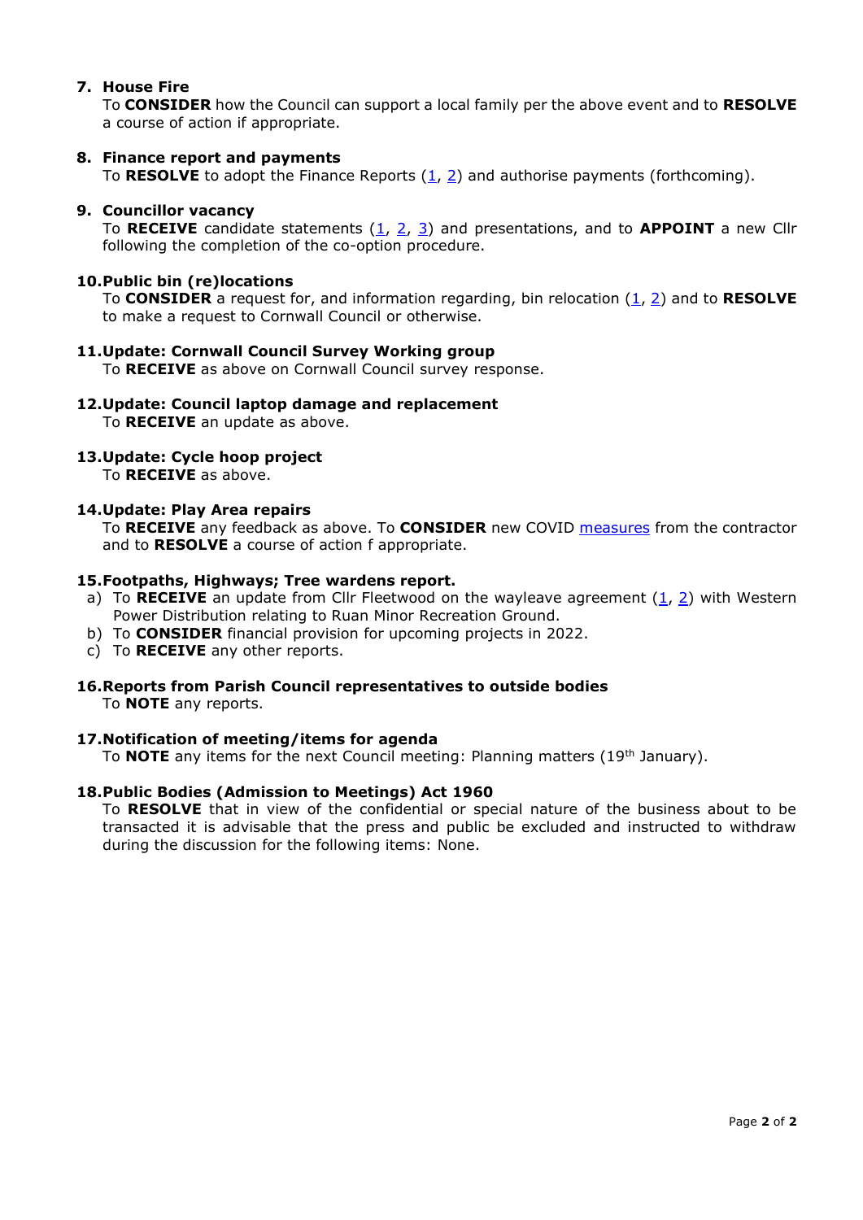7. **House Fire**
   To **CONSIDER** how the Council can support a local family per the above event and to **RESOLVE** a course of action if appropriate.

8. **Finance report and payments**
   To **RESOLVE** to adopt the Finance Reports (1, 2) and authorise payments (forthcoming).

9. **Councillor vacancy**
   To **RECEIVE** candidate statements (1, 2, 3) and presentations, and to **APPOINT** a new Cllr following the completion of the co-option procedure.

10. **Public bin (re)locations**
    To **CONSIDER** a request for, and information regarding, bin relocation (1, 2) and to **RESOLVE** to make a request to Cornwall Council or otherwise.

11. **Update: Cornwall Council Survey Working group**
    To **RECEIVE** as above on Cornwall Council survey response.

12. **Update: Council laptop damage and replacement**
    To **RECEIVE** an update as above.

13. **Update: Cycle hoop project**
    To **RECEIVE** as above.

14. **Update: Play Area repairs**
    To **RECEIVE** any feedback as above. To **CONSIDER** new COVID measures from the contractor and to **RESOLVE** a course of action f appropriate.

15. **Footpaths, Highways; Tree wardens report.**
    a) To **RECEIVE** an update from Cllr Fleetwood on the wayleave agreement (1, 2) with Western Power Distribution relating to Ruan Minor Recreation Ground.
    b) To **CONSIDER** financial provision for upcoming projects in 2022.
    c) To **RECEIVE** any other reports.

16. **Reports from Parish Council representatives to outside bodies**
    To **NOTE** any reports.

17. **Notification of meeting/items for agenda**
    To **NOTE** any items for the next Council meeting: Planning matters (19th January).

18. **Public Bodies (Admission to Meetings) Act 1960**
    To **RESOLVE** that in view of the confidential or special nature of the business about to be transacted it is advisable that the press and public be excluded and instructed to withdraw during the discussion for the following items: None.